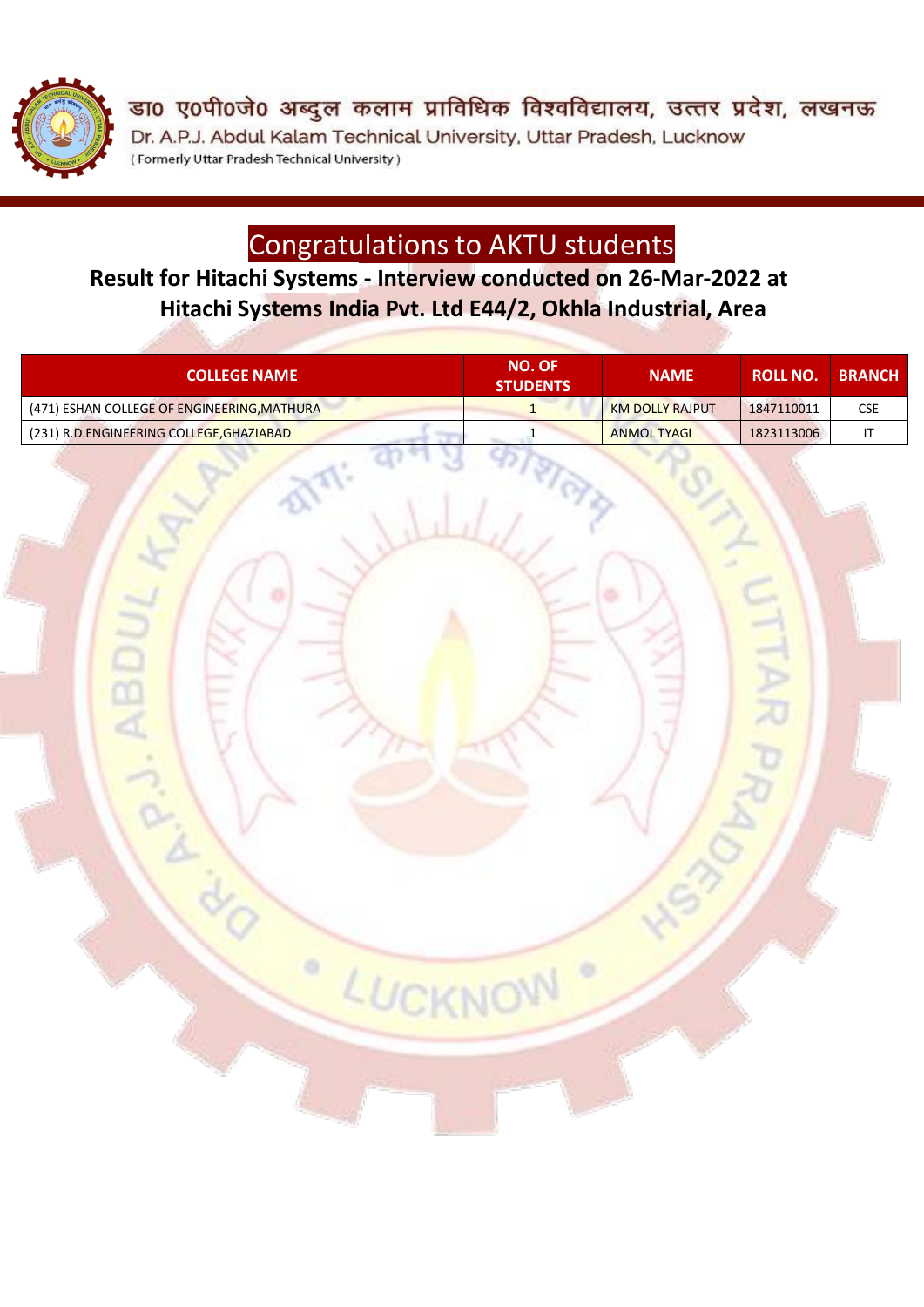डा० ए०पी०जे० अब्दुल कलाम प्राविधिक विश्वविद्यालय, उत्तर प्रदेश, लखनऊ

Dr. A.P.J. Abdul Kalam Technical University, Uttar Pradesh, Lucknow

( Formerly Uttar Pradesh Technical University )

# Congratulations to AKTU students

## Result for Hitachi Systems - Interview conducted on 26-Mar-2022 at Hitachi Systems India Pvt. Ltd E44/2, Okhla Industrial, Area

| COLLEGE NAME | NO. OF STUDENTS | NAME | ROLL NO. | BRANCH |
|---|---|---|---|---|
| (471) ESHAN COLLEGE OF ENGINEERING,MATHURA | 1 | KM DOLLY RAJPUT | 1847110011 | CSE |
| (231) R.D.ENGINEERING COLLEGE,GHAZIABAD | 1 | ANMOL TYAGI | 1823113006 | IT |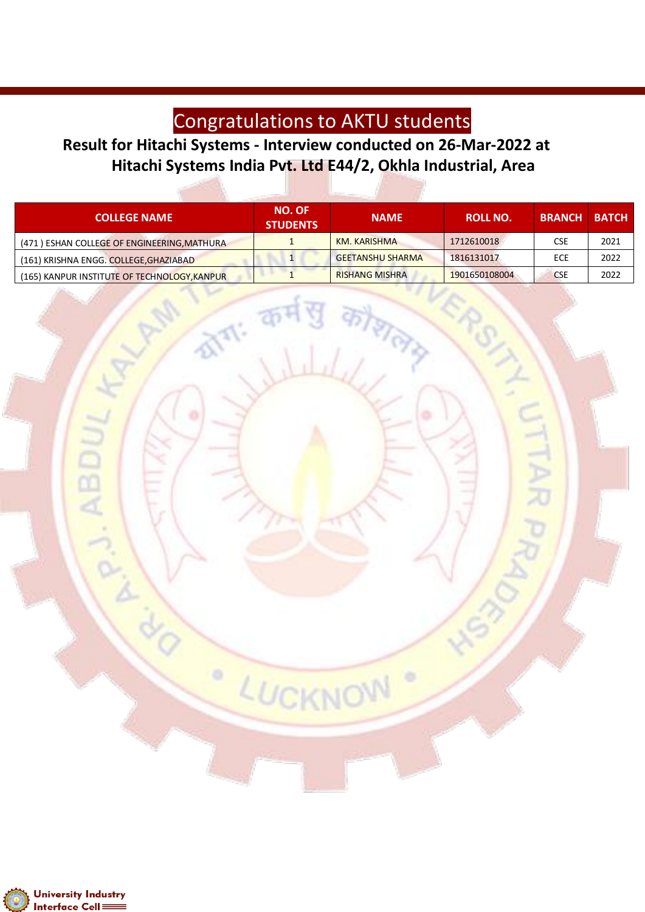# Congratulations to AKTU students

## Result for Hitachi Systems - Interview conducted on 26-Mar-2022 at Hitachi Systems India Pvt. Ltd E44/2, Okhla Industrial, Area

| COLLEGE NAME | NO. OF STUDENTS | NAME | ROLL NO. | BRANCH | BATCH |
|---|---|---|---|---|---|
| (471 ) ESHAN COLLEGE OF ENGINEERING,MATHURA | 1 | KM. KARISHMA | 1712610018 | CSE | 2021 |
| (161) KRISHNA ENGG. COLLEGE,GHAZIABAD | 1 | GEETANSHU SHARMA | 1816131017 | ECE | 2022 |
| (165) KANPUR INSTITUTE OF TECHNOLOGY,KANPUR | 1 | RISHANG MISHRA | 1901650108004 | CSE | 2022 |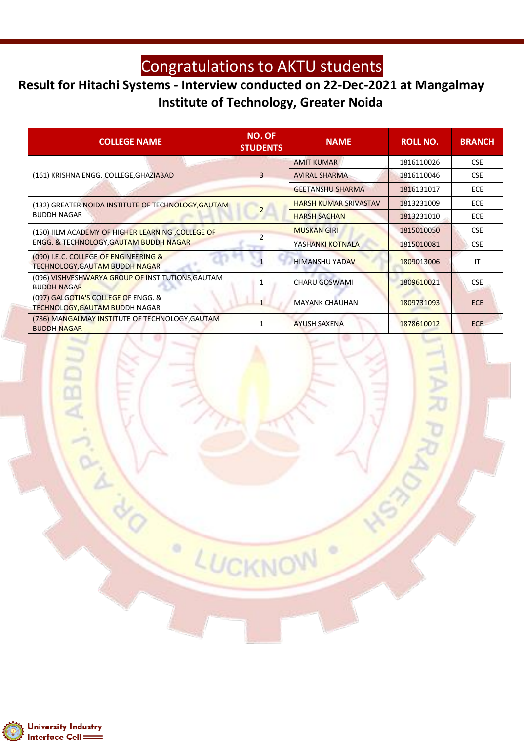# Congratulations to AKTU students

## Result for Hitachi Systems - Interview conducted on 22-Dec-2021 at Mangalmay Institute of Technology, Greater Noida

| COLLEGE NAME | NO. OF STUDENTS | NAME | ROLL NO. | BRANCH |
|---|---|---|---|---|
| (161) KRISHNA ENGG. COLLEGE,GHAZIABAD | 3 | AMIT KUMAR | 1816110026 | CSE |
| | | AVIRAL SHARMA | 1816110046 | CSE |
| | | GEETANSHU SHARMA | 1816131017 | ECE |
| (132) GREATER NOIDA INSTITUTE OF TECHNOLOGY,GAUTAM BUDDH NAGAR | 2 | HARSH KUMAR SRIVASTAV | 1813231009 | ECE |
| | | HARSH SACHAN | 1813231010 | ECE |
| (150) IILM ACADEMY OF HIGHER LEARNING ,COLLEGE OF ENGG. & TECHNOLOGY,GAUTAM BUDDH NAGAR | 2 | MUSKAN GIRI | 1815010050 | CSE |
| | | YASHANKI KOTNALA | 1815010081 | CSE |
| (090) I.E.C. COLLEGE OF ENGINEERING & TECHNOLOGY,GAUTAM BUDDH NAGAR | 1 | HIMANSHU YADAV | 1809013006 | IT |
| (096) VISHVESHWARYA GROUP OF INSTITUTIONS,GAUTAM BUDDH NAGAR | 1 | CHARU GOSWAMI | 1809610021 | CSE |
| (097) GALGOTIA'S COLLEGE OF ENGG. & TECHNOLOGY,GAUTAM BUDDH NAGAR | 1 | MAYANK CHAUHAN | 1809731093 | ECE |
| (786) MANGALMAY INSTITUTE OF TECHNOLOGY,GAUTAM BUDDH NAGAR | 1 | AYUSH SAXENA | 1878610012 | ECE |